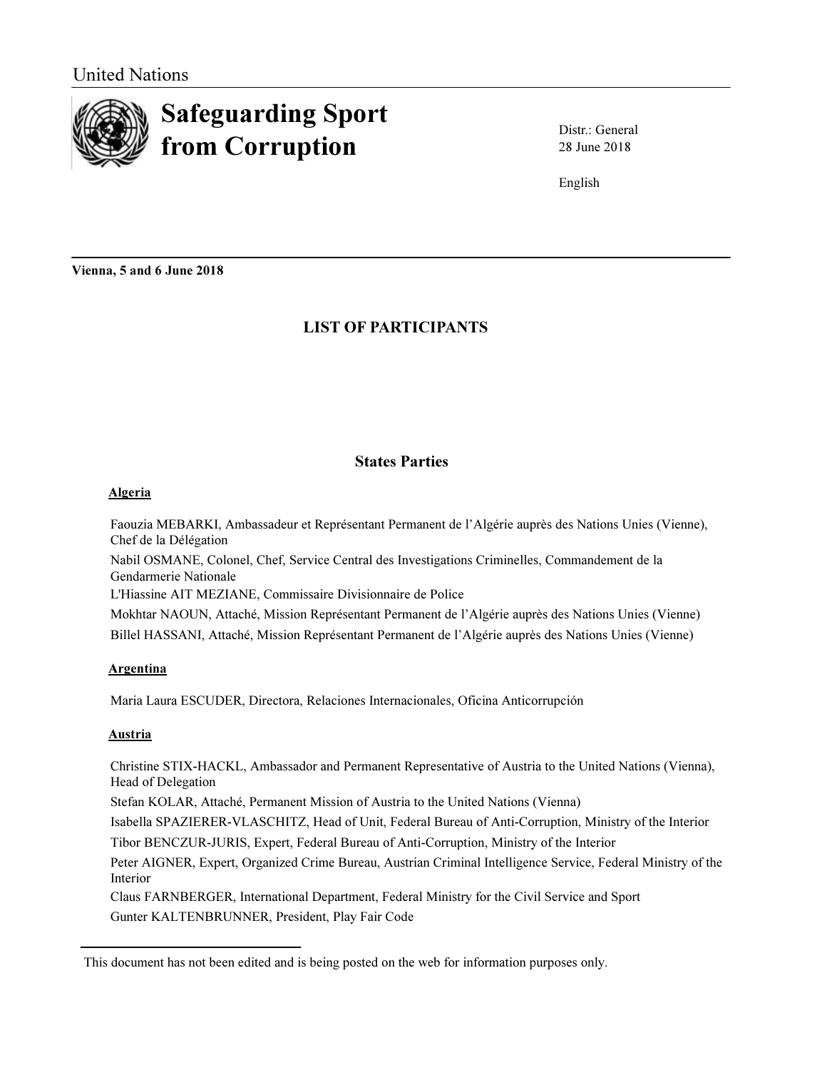United Nations

# Safeguarding Sport from Corruption

Distr.: General
28 June 2018

English

**Vienna, 5 and 6 June 2018**

## LIST OF PARTICIPANTS

## States Parties

**Algeria**

Faouzia MEBARKI, Ambassadeur et Représentant Permanent de l'Algérie auprès des Nations Unies (Vienne), Chef de la Délégation

Nabil OSMANE, Colonel, Chef, Service Central des Investigations Criminelles, Commandement de la Gendarmerie Nationale

L'Hiassine AIT MEZIANE, Commissaire Divisionnaire de Police

Mokhtar NAOUN, Attaché, Mission Représentant Permanent de l'Algérie auprès des Nations Unies (Vienne)

Billel HASSANI, Attaché, Mission Représentant Permanent de l'Algérie auprès des Nations Unies (Vienne)

**Argentina**

Maria Laura ESCUDER, Directora, Relaciones Internacionales, Oficina Anticorrupción

**Austria**

Christine STIX-HACKL, Ambassador and Permanent Representative of Austria to the United Nations (Vienna), Head of Delegation

Stefan KOLAR, Attaché, Permanent Mission of Austria to the United Nations (Vienna)

Isabella SPAZIERER-VLASCHITZ, Head of Unit, Federal Bureau of Anti-Corruption, Ministry of the Interior

Tibor BENCZUR-JURIS, Expert, Federal Bureau of Anti-Corruption, Ministry of the Interior

Peter AIGNER, Expert, Organized Crime Bureau, Austrian Criminal Intelligence Service, Federal Ministry of the Interior

Claus FARNBERGER, International Department, Federal Ministry for the Civil Service and Sport

Gunter KALTENBRUNNER, President, Play Fair Code

This document has not been edited and is being posted on the web for information purposes only.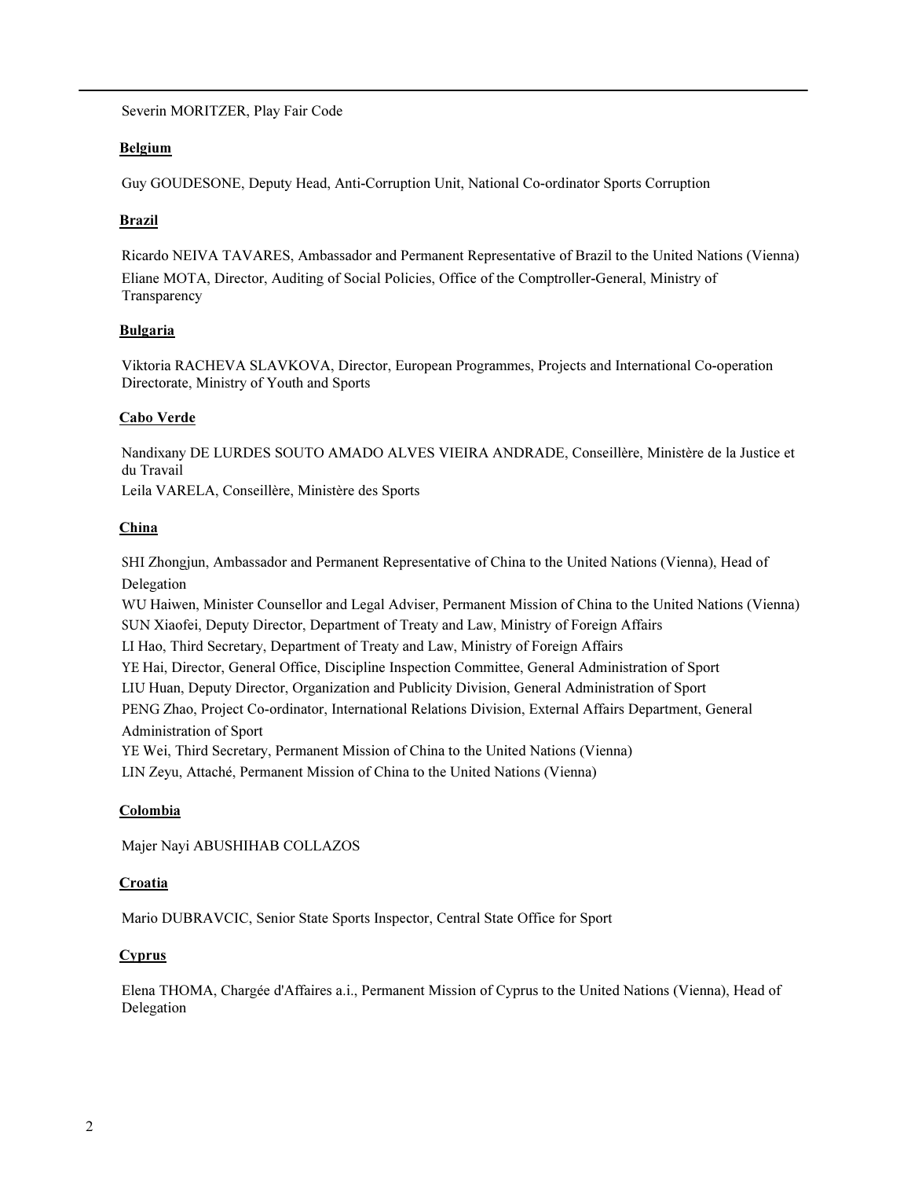Severin MORITZER, Play Fair Code

**Belgium**

Guy GOUDESONE, Deputy Head, Anti-Corruption Unit, National Co-ordinator Sports Corruption

**Brazil**

Ricardo NEIVA TAVARES, Ambassador and Permanent Representative of Brazil to the United Nations (Vienna)
Eliane MOTA, Director, Auditing of Social Policies, Office of the Comptroller-General, Ministry of Transparency

**Bulgaria**

Viktoria RACHEVA SLAVKOVA, Director, European Programmes, Projects and International Co-operation Directorate, Ministry of Youth and Sports

**Cabo Verde**

Nandixany DE LURDES SOUTO AMADO ALVES VIEIRA ANDRADE, Conseillère, Ministère de la Justice et du Travail
Leila VARELA, Conseillère, Ministère des Sports

**China**

SHI Zhongjun, Ambassador and Permanent Representative of China to the United Nations (Vienna), Head of Delegation
WU Haiwen, Minister Counsellor and Legal Adviser, Permanent Mission of China to the United Nations (Vienna)
SUN Xiaofei, Deputy Director, Department of Treaty and Law, Ministry of Foreign Affairs
LI Hao, Third Secretary, Department of Treaty and Law, Ministry of Foreign Affairs
YE Hai, Director, General Office, Discipline Inspection Committee, General Administration of Sport
LIU Huan, Deputy Director, Organization and Publicity Division, General Administration of Sport
PENG Zhao, Project Co-ordinator, International Relations Division, External Affairs Department, General Administration of Sport
YE Wei, Third Secretary, Permanent Mission of China to the United Nations (Vienna)
LIN Zeyu, Attaché, Permanent Mission of China to the United Nations (Vienna)

**Colombia**

Majer Nayi ABUSHIHAB COLLAZOS

**Croatia**

Mario DUBRAVCIC, Senior State Sports Inspector, Central State Office for Sport

**Cyprus**

Elena THOMA, Chargée d'Affaires a.i., Permanent Mission of Cyprus to the United Nations (Vienna), Head of Delegation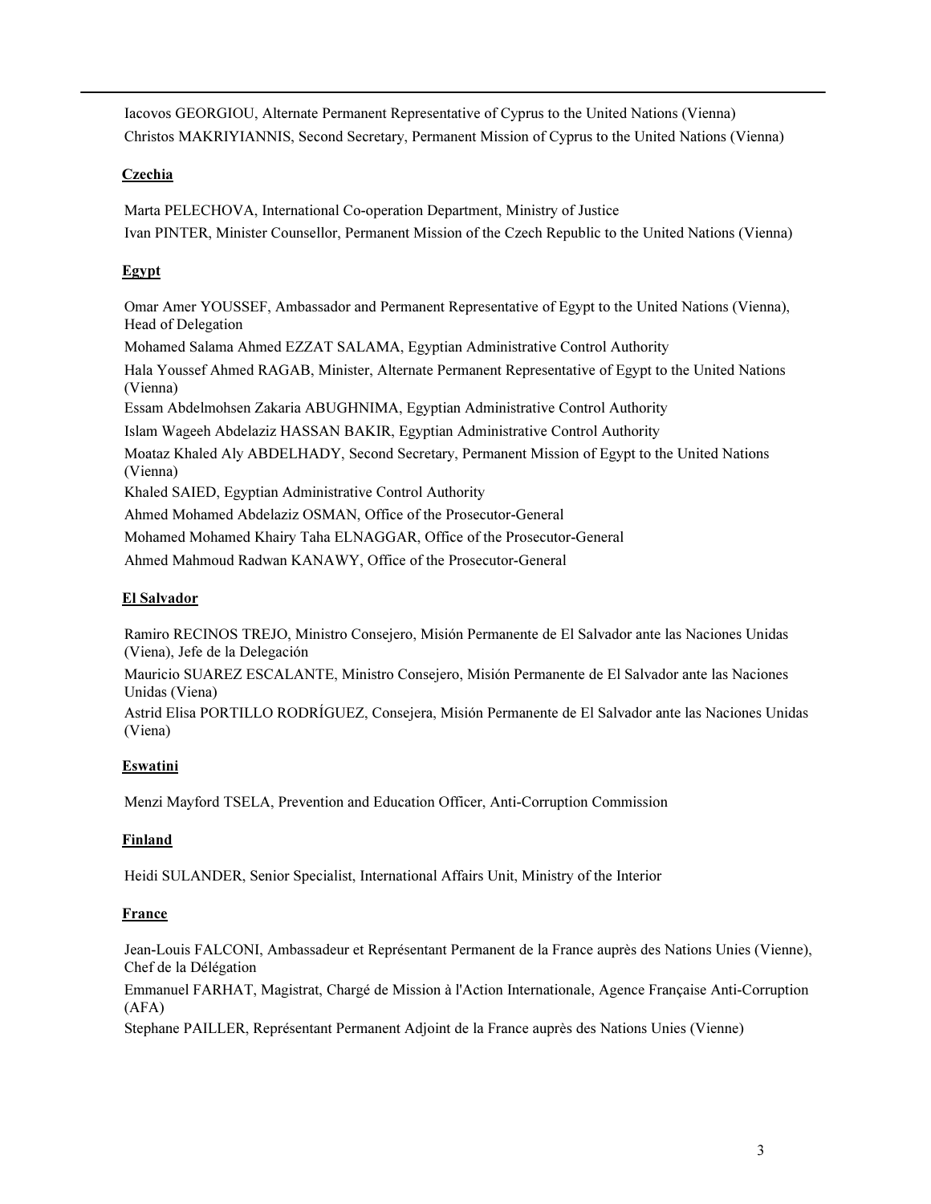Iacovos GEORGIOU, Alternate Permanent Representative of Cyprus to the United Nations (Vienna)

Christos MAKRIYIANNIS, Second Secretary, Permanent Mission of Cyprus to the United Nations (Vienna)

**Czechia**

Marta PELECHOVA, International Co-operation Department, Ministry of Justice

Ivan PINTER, Minister Counsellor, Permanent Mission of the Czech Republic to the United Nations (Vienna)

**Egypt**

Omar Amer YOUSSEF, Ambassador and Permanent Representative of Egypt to the United Nations (Vienna), Head of Delegation

Mohamed Salama Ahmed EZZAT SALAMA, Egyptian Administrative Control Authority

Hala Youssef Ahmed RAGAB, Minister, Alternate Permanent Representative of Egypt to the United Nations (Vienna)

Essam Abdelmohsen Zakaria ABUGHNIMA, Egyptian Administrative Control Authority

Islam Wageeh Abdelaziz HASSAN BAKIR, Egyptian Administrative Control Authority

Moataz Khaled Aly ABDELHADY, Second Secretary, Permanent Mission of Egypt to the United Nations (Vienna)

Khaled SAIED, Egyptian Administrative Control Authority

Ahmed Mohamed Abdelaziz OSMAN, Office of the Prosecutor-General

Mohamed Mohamed Khairy Taha ELNAGGAR, Office of the Prosecutor-General

Ahmed Mahmoud Radwan KANAWY, Office of the Prosecutor-General

**El Salvador**

Ramiro RECINOS TREJO, Ministro Consejero, Misión Permanente de El Salvador ante las Naciones Unidas (Viena), Jefe de la Delegación

Mauricio SUAREZ ESCALANTE, Ministro Consejero, Misión Permanente de El Salvador ante las Naciones Unidas (Viena)

Astrid Elisa PORTILLO RODRÍGUEZ, Consejera, Misión Permanente de El Salvador ante las Naciones Unidas (Viena)

**Eswatini**

Menzi Mayford TSELA, Prevention and Education Officer, Anti-Corruption Commission

**Finland**

Heidi SULANDER, Senior Specialist, International Affairs Unit, Ministry of the Interior

**France**

Jean-Louis FALCONI, Ambassadeur et Représentant Permanent de la France auprès des Nations Unies (Vienne), Chef de la Délégation

Emmanuel FARHAT, Magistrat, Chargé de Mission à l'Action Internationale, Agence Française Anti-Corruption (AFA)

Stephane PAILLER, Représentant Permanent Adjoint de la France auprès des Nations Unies (Vienne)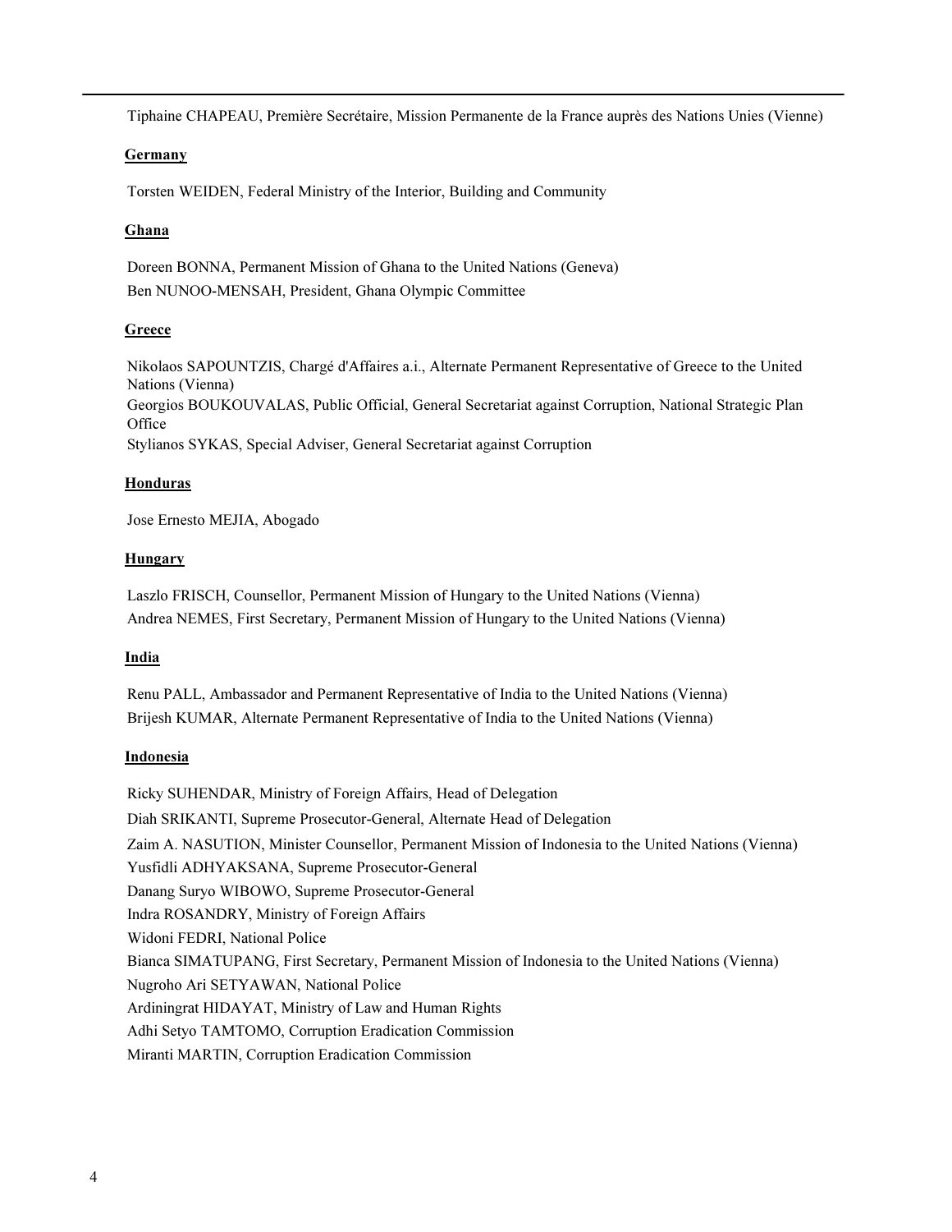Tiphaine CHAPEAU, Première Secrétaire, Mission Permanente de la France auprès des Nations Unies (Vienne)

**Germany**

Torsten WEIDEN, Federal Ministry of the Interior, Building and Community

**Ghana**

Doreen BONNA, Permanent Mission of Ghana to the United Nations (Geneva)
Ben NUNOO-MENSAH, President, Ghana Olympic Committee

**Greece**

Nikolaos SAPOUNTZIS, Chargé d'Affaires a.i., Alternate Permanent Representative of Greece to the United Nations (Vienna)
Georgios BOUKOUVALAS, Public Official, General Secretariat against Corruption, National Strategic Plan Office
Stylianos SYKAS, Special Adviser, General Secretariat against Corruption

**Honduras**

Jose Ernesto MEJIA, Abogado

**Hungary**

Laszlo FRISCH, Counsellor, Permanent Mission of Hungary to the United Nations (Vienna)
Andrea NEMES, First Secretary, Permanent Mission of Hungary to the United Nations (Vienna)

**India**

Renu PALL, Ambassador and Permanent Representative of India to the United Nations (Vienna)
Brijesh KUMAR, Alternate Permanent Representative of India to the United Nations (Vienna)

**Indonesia**

Ricky SUHENDAR, Ministry of Foreign Affairs, Head of Delegation
Diah SRIKANTI, Supreme Prosecutor-General, Alternate Head of Delegation
Zaim A. NASUTION, Minister Counsellor, Permanent Mission of Indonesia to the United Nations (Vienna)
Yusfidli ADHYAKSANA, Supreme Prosecutor-General
Danang Suryo WIBOWO, Supreme Prosecutor-General
Indra ROSANDRY, Ministry of Foreign Affairs
Widoni FEDRI, National Police
Bianca SIMATUPANG, First Secretary, Permanent Mission of Indonesia to the United Nations (Vienna)
Nugroho Ari SETYAWAN, National Police
Ardiningrat HIDAYAT, Ministry of Law and Human Rights
Adhi Setyo TAMTOMO, Corruption Eradication Commission
Miranti MARTIN, Corruption Eradication Commission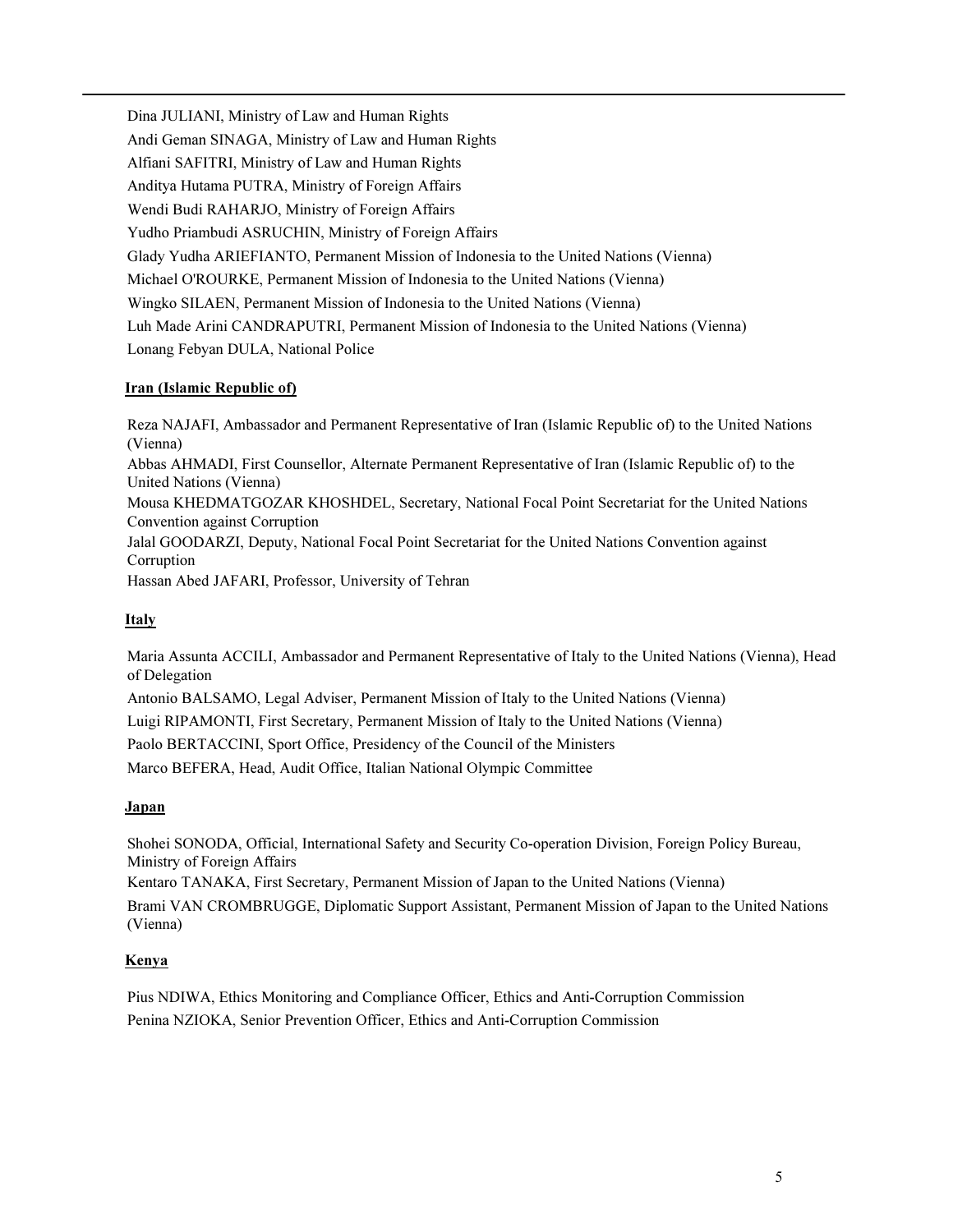Dina JULIANI, Ministry of Law and Human Rights

Andi Geman SINAGA, Ministry of Law and Human Rights

Alfiani SAFITRI, Ministry of Law and Human Rights

Anditya Hutama PUTRA, Ministry of Foreign Affairs

Wendi Budi RAHARJO, Ministry of Foreign Affairs

Yudho Priambudi ASRUCHIN, Ministry of Foreign Affairs

Glady Yudha ARIEFIANTO, Permanent Mission of Indonesia to the United Nations (Vienna)

Michael O'ROURKE, Permanent Mission of Indonesia to the United Nations (Vienna)

Wingko SILAEN, Permanent Mission of Indonesia to the United Nations (Vienna)

Luh Made Arini CANDRAPUTRI, Permanent Mission of Indonesia to the United Nations (Vienna)

Lonang Febyan DULA, National Police

**Iran (Islamic Republic of)**

Reza NAJAFI, Ambassador and Permanent Representative of Iran (Islamic Republic of) to the United Nations (Vienna)

Abbas AHMADI, First Counsellor, Alternate Permanent Representative of Iran (Islamic Republic of) to the United Nations (Vienna)

Mousa KHEDMATGOZAR KHOSHDEL, Secretary, National Focal Point Secretariat for the United Nations Convention against Corruption

Jalal GOODARZI, Deputy, National Focal Point Secretariat for the United Nations Convention against Corruption

Hassan Abed JAFARI, Professor, University of Tehran

**Italy**

Maria Assunta ACCILI, Ambassador and Permanent Representative of Italy to the United Nations (Vienna), Head of Delegation

Antonio BALSAMO, Legal Adviser, Permanent Mission of Italy to the United Nations (Vienna)

Luigi RIPAMONTI, First Secretary, Permanent Mission of Italy to the United Nations (Vienna)

Paolo BERTACCINI, Sport Office, Presidency of the Council of the Ministers

Marco BEFERA, Head, Audit Office, Italian National Olympic Committee

**Japan**

Shohei SONODA, Official, International Safety and Security Co-operation Division, Foreign Policy Bureau, Ministry of Foreign Affairs

Kentaro TANAKA, First Secretary, Permanent Mission of Japan to the United Nations (Vienna)

Brami VAN CROMBRUGGE, Diplomatic Support Assistant, Permanent Mission of Japan to the United Nations (Vienna)

**Kenya**

Pius NDIWA, Ethics Monitoring and Compliance Officer, Ethics and Anti-Corruption Commission

Penina NZIOKA, Senior Prevention Officer, Ethics and Anti-Corruption Commission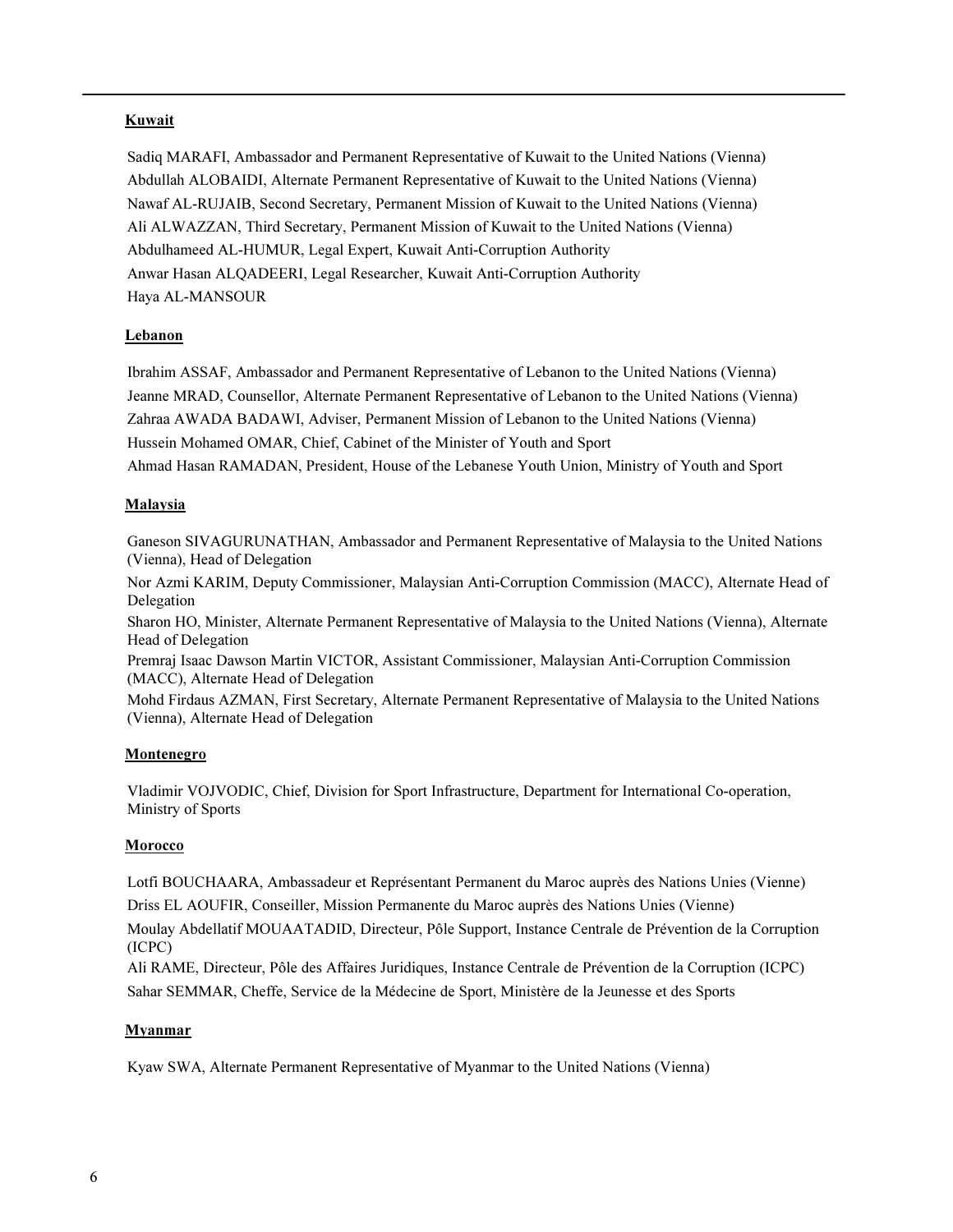**Kuwait**

Sadiq MARAFI, Ambassador and Permanent Representative of Kuwait to the United Nations (Vienna)
Abdullah ALOBAIDI, Alternate Permanent Representative of Kuwait to the United Nations (Vienna)
Nawaf AL-RUJAIB, Second Secretary, Permanent Mission of Kuwait to the United Nations (Vienna)
Ali ALWAZZAN, Third Secretary, Permanent Mission of Kuwait to the United Nations (Vienna)
Abdulhameed AL-HUMUR, Legal Expert, Kuwait Anti-Corruption Authority
Anwar Hasan ALQADEERI, Legal Researcher, Kuwait Anti-Corruption Authority
Haya AL-MANSOUR

**Lebanon**

Ibrahim ASSAF, Ambassador and Permanent Representative of Lebanon to the United Nations (Vienna)
Jeanne MRAD, Counsellor, Alternate Permanent Representative of Lebanon to the United Nations (Vienna)
Zahraa AWADA BADAWI, Adviser, Permanent Mission of Lebanon to the United Nations (Vienna)
Hussein Mohamed OMAR, Chief, Cabinet of the Minister of Youth and Sport
Ahmad Hasan RAMADAN, President, House of the Lebanese Youth Union, Ministry of Youth and Sport

**Malaysia**

Ganeson SIVAGURUNATHAN, Ambassador and Permanent Representative of Malaysia to the United Nations (Vienna), Head of Delegation
Nor Azmi KARIM, Deputy Commissioner, Malaysian Anti-Corruption Commission (MACC), Alternate Head of Delegation
Sharon HO, Minister, Alternate Permanent Representative of Malaysia to the United Nations (Vienna), Alternate Head of Delegation
Premraj Isaac Dawson Martin VICTOR, Assistant Commissioner, Malaysian Anti-Corruption Commission (MACC), Alternate Head of Delegation
Mohd Firdaus AZMAN, First Secretary, Alternate Permanent Representative of Malaysia to the United Nations (Vienna), Alternate Head of Delegation

**Montenegro**

Vladimir VOJVODIC, Chief, Division for Sport Infrastructure, Department for International Co-operation, Ministry of Sports

**Morocco**

Lotfi BOUCHAARA, Ambassadeur et Représentant Permanent du Maroc auprès des Nations Unies (Vienne)
Driss EL AOUFIR, Conseiller, Mission Permanente du Maroc auprès des Nations Unies (Vienne)
Moulay Abdellatif MOUAATADID, Directeur, Pôle Support, Instance Centrale de Prévention de la Corruption (ICPC)
Ali RAME, Directeur, Pôle des Affaires Juridiques, Instance Centrale de Prévention de la Corruption (ICPC)
Sahar SEMMAR, Cheffe, Service de la Médecine de Sport, Ministère de la Jeunesse et des Sports

**Myanmar**

Kyaw SWA, Alternate Permanent Representative of Myanmar to the United Nations (Vienna)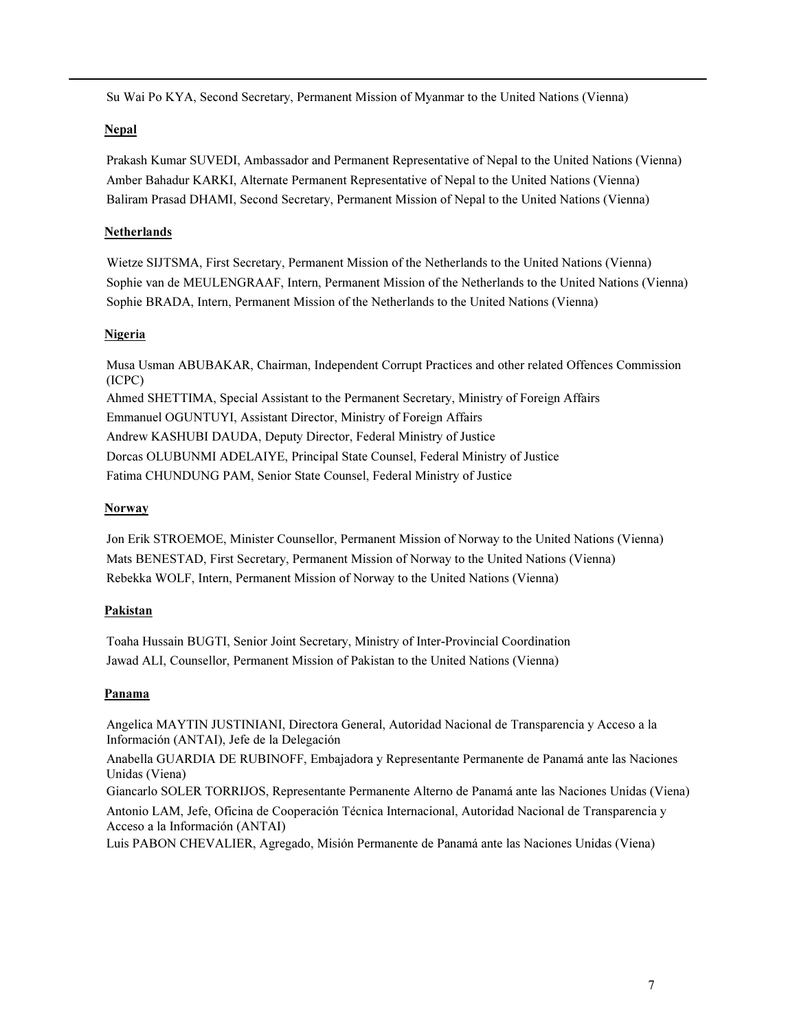Su Wai Po KYA, Second Secretary, Permanent Mission of Myanmar to the United Nations (Vienna)

**Nepal**

Prakash Kumar SUVEDI, Ambassador and Permanent Representative of Nepal to the United Nations (Vienna)
Amber Bahadur KARKI, Alternate Permanent Representative of Nepal to the United Nations (Vienna)
Baliram Prasad DHAMI, Second Secretary, Permanent Mission of Nepal to the United Nations (Vienna)

**Netherlands**

Wietze SIJTSMA, First Secretary, Permanent Mission of the Netherlands to the United Nations (Vienna)
Sophie van de MEULENGRAAF, Intern, Permanent Mission of the Netherlands to the United Nations (Vienna)
Sophie BRADA, Intern, Permanent Mission of the Netherlands to the United Nations (Vienna)

**Nigeria**

Musa Usman ABUBAKAR, Chairman, Independent Corrupt Practices and other related Offences Commission (ICPC)
Ahmed SHETTIMA, Special Assistant to the Permanent Secretary, Ministry of Foreign Affairs
Emmanuel OGUNTUYI, Assistant Director, Ministry of Foreign Affairs
Andrew KASHUBI DAUDA, Deputy Director, Federal Ministry of Justice
Dorcas OLUBUNMI ADELAIYE, Principal State Counsel, Federal Ministry of Justice
Fatima CHUNDUNG PAM, Senior State Counsel, Federal Ministry of Justice

**Norway**

Jon Erik STROEMOE, Minister Counsellor, Permanent Mission of Norway to the United Nations (Vienna)
Mats BENESTAD, First Secretary, Permanent Mission of Norway to the United Nations (Vienna)
Rebekka WOLF, Intern, Permanent Mission of Norway to the United Nations (Vienna)

**Pakistan**

Toaha Hussain BUGTI, Senior Joint Secretary, Ministry of Inter-Provincial Coordination
Jawad ALI, Counsellor, Permanent Mission of Pakistan to the United Nations (Vienna)

**Panama**

Angelica MAYTIN JUSTINIANI, Directora General, Autoridad Nacional de Transparencia y Acceso a la Información (ANTAI), Jefe de la Delegación
Anabella GUARDIA DE RUBINOFF, Embajadora y Representante Permanente de Panamá ante las Naciones Unidas (Viena)
Giancarlo SOLER TORRIJOS, Representante Permanente Alterno de Panamá ante las Naciones Unidas (Viena)
Antonio LAM, Jefe, Oficina de Cooperación Técnica Internacional, Autoridad Nacional de Transparencia y Acceso a la Información (ANTAI)
Luis PABON CHEVALIER, Agregado, Misión Permanente de Panamá ante las Naciones Unidas (Viena)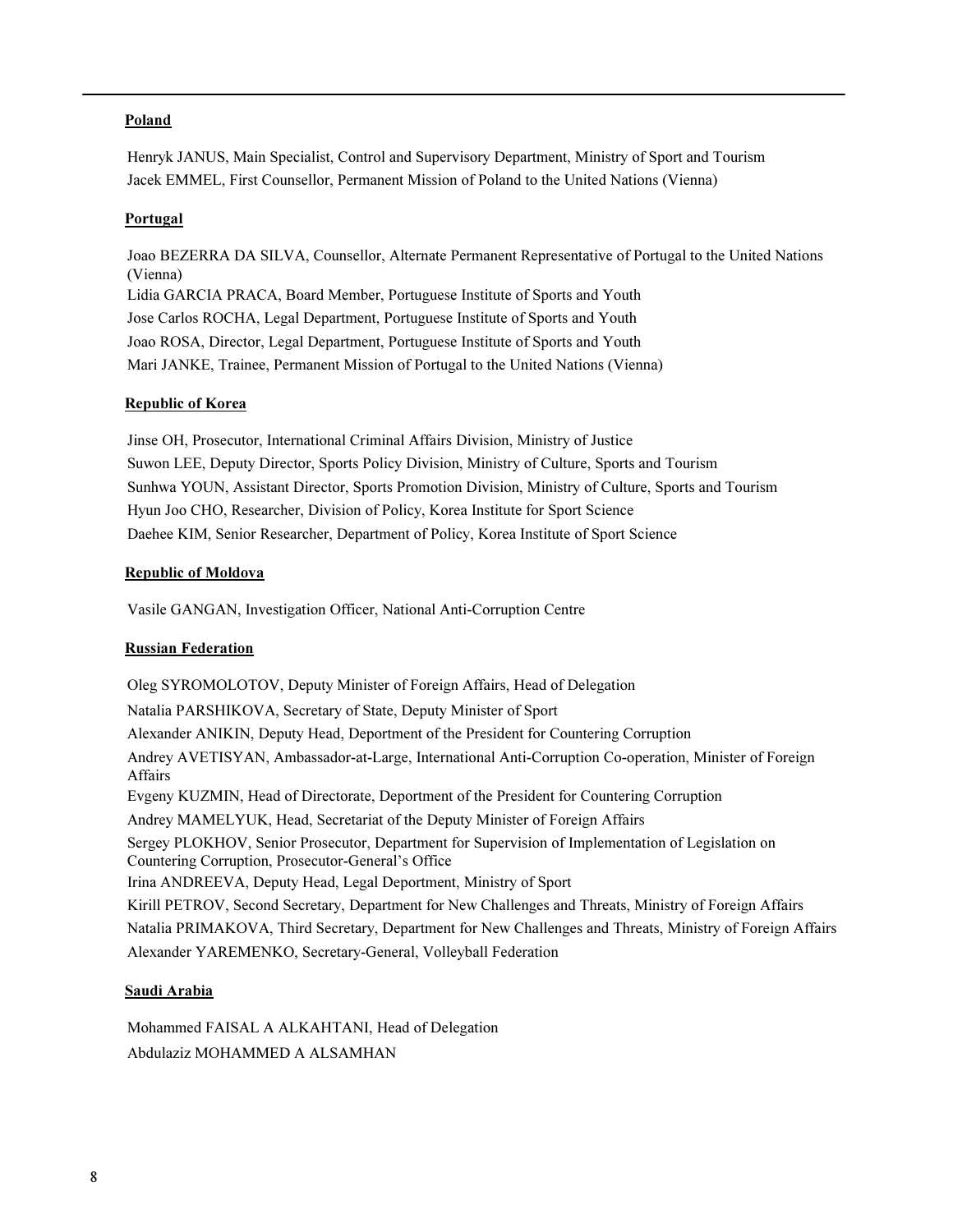**Poland**

Henryk JANUS, Main Specialist, Control and Supervisory Department, Ministry of Sport and Tourism
Jacek EMMEL, First Counsellor, Permanent Mission of Poland to the United Nations (Vienna)

**Portugal**

Joao BEZERRA DA SILVA, Counsellor, Alternate Permanent Representative of Portugal to the United Nations (Vienna)
Lidia GARCIA PRACA, Board Member, Portuguese Institute of Sports and Youth
Jose Carlos ROCHA, Legal Department, Portuguese Institute of Sports and Youth
Joao ROSA, Director, Legal Department, Portuguese Institute of Sports and Youth
Mari JANKE, Trainee, Permanent Mission of Portugal to the United Nations (Vienna)

**Republic of Korea**

Jinse OH, Prosecutor, International Criminal Affairs Division, Ministry of Justice
Suwon LEE, Deputy Director, Sports Policy Division, Ministry of Culture, Sports and Tourism
Sunhwa YOUN, Assistant Director, Sports Promotion Division, Ministry of Culture, Sports and Tourism
Hyun Joo CHO, Researcher, Division of Policy, Korea Institute for Sport Science
Daehee KIM, Senior Researcher, Department of Policy, Korea Institute of Sport Science

**Republic of Moldova**

Vasile GANGAN, Investigation Officer, National Anti-Corruption Centre

**Russian Federation**

Oleg SYROMOLOTOV, Deputy Minister of Foreign Affairs, Head of Delegation
Natalia PARSHIKOVA, Secretary of State, Deputy Minister of Sport
Alexander ANIKIN, Deputy Head, Deportment of the President for Countering Corruption
Andrey AVETISYAN, Ambassador-at-Large, International Anti-Corruption Co-operation, Minister of Foreign Affairs
Evgeny KUZMIN, Head of Directorate, Deportment of the President for Countering Corruption
Andrey MAMELYUK, Head, Secretariat of the Deputy Minister of Foreign Affairs
Sergey PLOKHOV, Senior Prosecutor, Department for Supervision of Implementation of Legislation on Countering Corruption, Prosecutor-General's Office
Irina ANDREEVA, Deputy Head, Legal Deportment, Ministry of Sport
Kirill PETROV, Second Secretary, Department for New Challenges and Threats, Ministry of Foreign Affairs
Natalia PRIMAKOVA, Third Secretary, Department for New Challenges and Threats, Ministry of Foreign Affairs
Alexander YAREMENKO, Secretary-General, Volleyball Federation

**Saudi Arabia**

Mohammed FAISAL A ALKAHTANI, Head of Delegation
Abdulaziz MOHAMMED A ALSAMHAN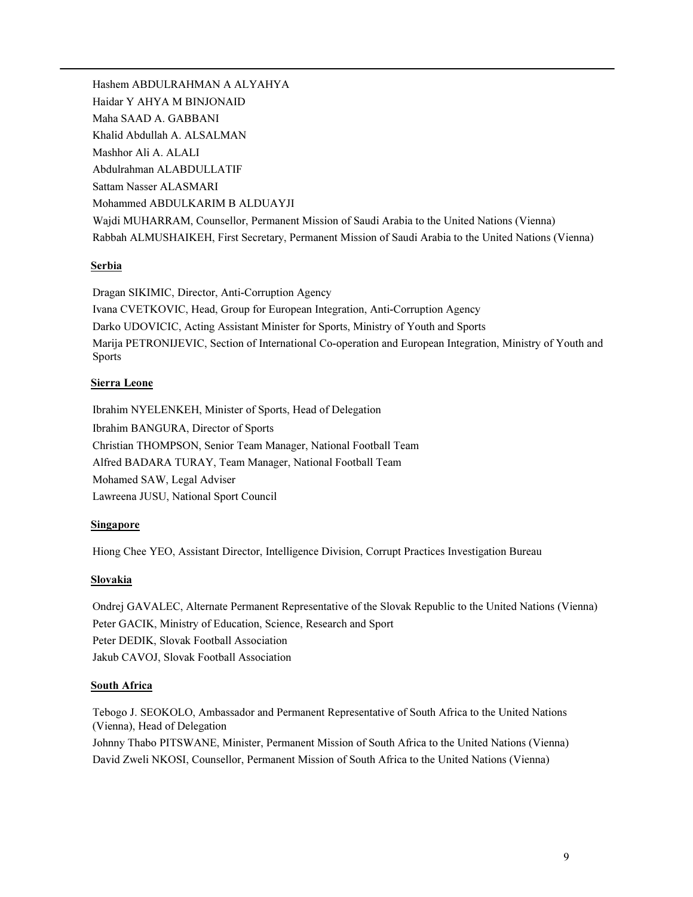Hashem ABDULRAHMAN A ALYAHYA
Haidar Y AHYA M BINJONAID
Maha SAAD A. GABBANI
Khalid Abdullah A. ALSALMAN
Mashhor Ali A. ALALI
Abdulrahman ALABDULLATIF
Sattam Nasser ALASMARI
Mohammed ABDULKARIM B ALDUAYJI
Wajdi MUHARRAM, Counsellor, Permanent Mission of Saudi Arabia to the United Nations (Vienna)
Rabbah ALMUSHAIKEH, First Secretary, Permanent Mission of Saudi Arabia to the United Nations (Vienna)

**Serbia**

Dragan SIKIMIC, Director, Anti-Corruption Agency
Ivana CVETKOVIC, Head, Group for European Integration, Anti-Corruption Agency
Darko UDOVICIC, Acting Assistant Minister for Sports, Ministry of Youth and Sports
Marija PETRONIJEVIC, Section of International Co-operation and European Integration, Ministry of Youth and Sports

**Sierra Leone**

Ibrahim NYELENKEH, Minister of Sports, Head of Delegation
Ibrahim BANGURA, Director of Sports
Christian THOMPSON, Senior Team Manager, National Football Team
Alfred BADARA TURAY, Team Manager, National Football Team
Mohamed SAW, Legal Adviser
Lawreena JUSU, National Sport Council

**Singapore**

Hiong Chee YEO, Assistant Director, Intelligence Division, Corrupt Practices Investigation Bureau

**Slovakia**

Ondrej GAVALEC, Alternate Permanent Representative of the Slovak Republic to the United Nations (Vienna)
Peter GACIK, Ministry of Education, Science, Research and Sport
Peter DEDIK, Slovak Football Association
Jakub CAVOJ, Slovak Football Association

**South Africa**

Tebogo J. SEOKOLO, Ambassador and Permanent Representative of South Africa to the United Nations (Vienna), Head of Delegation
Johnny Thabo PITSWANE, Minister, Permanent Mission of South Africa to the United Nations (Vienna)
David Zweli NKOSI, Counsellor, Permanent Mission of South Africa to the United Nations (Vienna)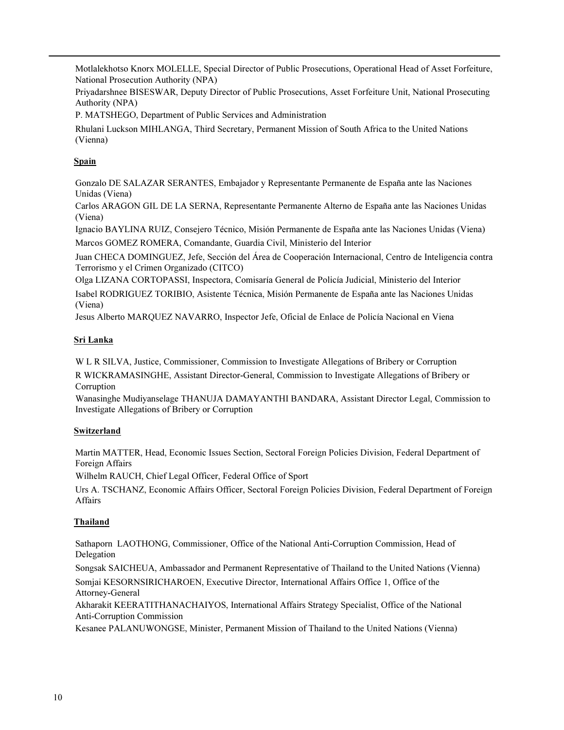Motlalekhotso Knorx MOLELLE, Special Director of Public Prosecutions, Operational Head of Asset Forfeiture, National Prosecution Authority (NPA)

Priyadarshnee BISESWAR, Deputy Director of Public Prosecutions, Asset Forfeiture Unit, National Prosecuting Authority (NPA)

P. MATSHEGO, Department of Public Services and Administration

Rhulani Luckson MIHLANGA, Third Secretary, Permanent Mission of South Africa to the United Nations (Vienna)

**Spain**

Gonzalo DE SALAZAR SERANTES, Embajador y Representante Permanente de España ante las Naciones Unidas (Viena)

Carlos ARAGON GIL DE LA SERNA, Representante Permanente Alterno de España ante las Naciones Unidas (Viena)

Ignacio BAYLINA RUIZ, Consejero Técnico, Misión Permanente de España ante las Naciones Unidas (Viena)

Marcos GOMEZ ROMERA, Comandante, Guardia Civil, Ministerio del Interior

Juan CHECA DOMINGUEZ, Jefe, Sección del Área de Cooperación Internacional, Centro de Inteligencia contra Terrorismo y el Crimen Organizado (CITCO)

Olga LIZANA CORTOPASSI, Inspectora, Comisaría General de Policía Judicial, Ministerio del Interior

Isabel RODRIGUEZ TORIBIO, Asistente Técnica, Misión Permanente de España ante las Naciones Unidas (Viena)

Jesus Alberto MARQUEZ NAVARRO, Inspector Jefe, Oficial de Enlace de Policía Nacional en Viena

**Sri Lanka**

W L R SILVA, Justice, Commissioner, Commission to Investigate Allegations of Bribery or Corruption

R WICKRAMASINGHE, Assistant Director-General, Commission to Investigate Allegations of Bribery or Corruption

Wanasinghe Mudiyanselage THANUJA DAMAYANTHI BANDARA, Assistant Director Legal, Commission to Investigate Allegations of Bribery or Corruption

**Switzerland**

Martin MATTER, Head, Economic Issues Section, Sectoral Foreign Policies Division, Federal Department of Foreign Affairs

Wilhelm RAUCH, Chief Legal Officer, Federal Office of Sport

Urs A. TSCHANZ, Economic Affairs Officer, Sectoral Foreign Policies Division, Federal Department of Foreign Affairs

**Thailand**

Sathaporn LAOTHONG, Commissioner, Office of the National Anti-Corruption Commission, Head of Delegation

Songsak SAICHEUA, Ambassador and Permanent Representative of Thailand to the United Nations (Vienna)

Somjai KESORNSIRICHAROEN, Executive Director, International Affairs Office 1, Office of the Attorney-General

Akharakit KEERATITHANACHAIYOS, International Affairs Strategy Specialist, Office of the National Anti-Corruption Commission

Kesanee PALANUWONGSE, Minister, Permanent Mission of Thailand to the United Nations (Vienna)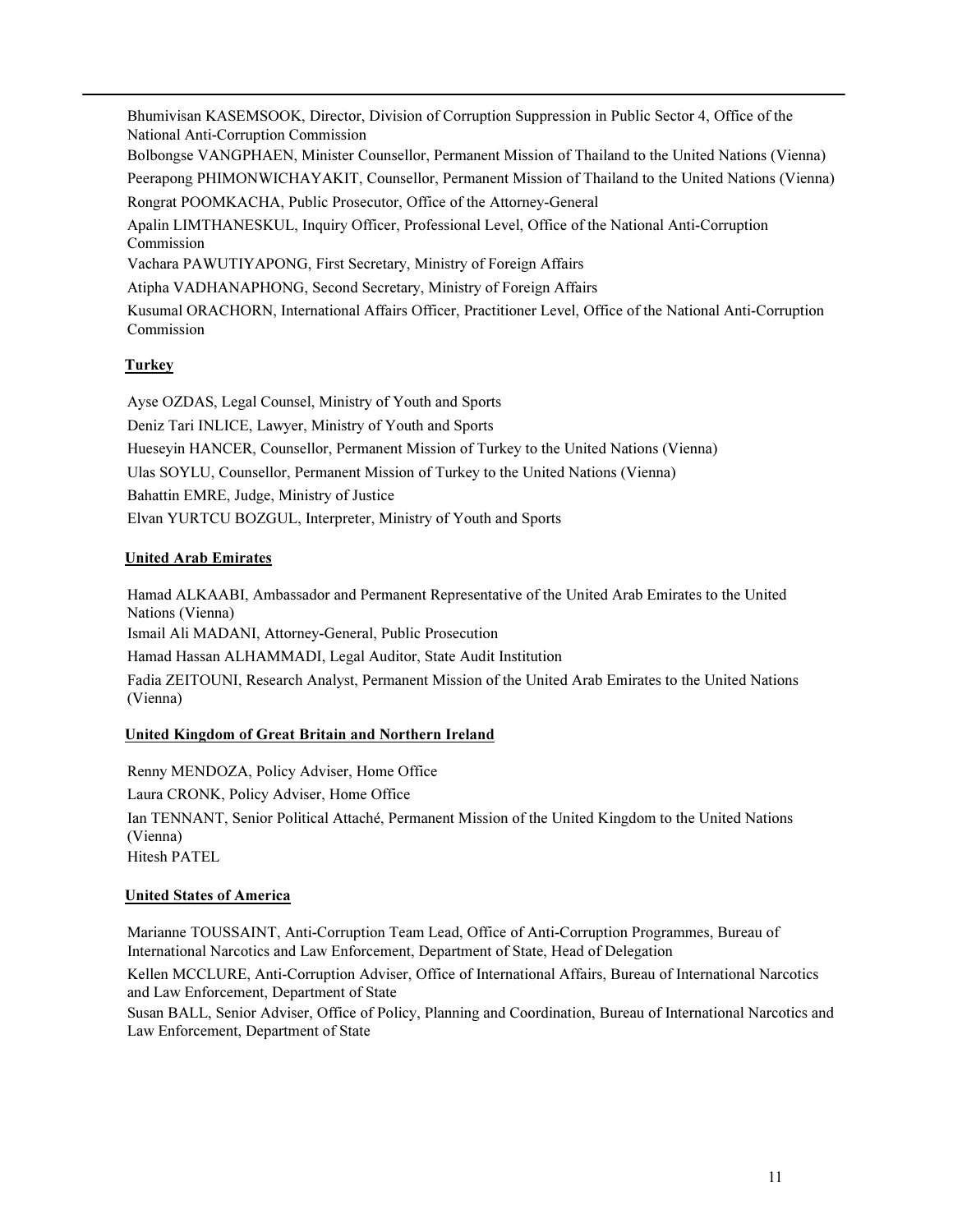Bhumivisan KASEMSOOK, Director, Division of Corruption Suppression in Public Sector 4, Office of the National Anti-Corruption Commission

Bolbongse VANGPHAEN, Minister Counsellor, Permanent Mission of Thailand to the United Nations (Vienna)

Peerapong PHIMONWICHAYAKIT, Counsellor, Permanent Mission of Thailand to the United Nations (Vienna)

Rongrat POOMKACHA, Public Prosecutor, Office of the Attorney-General

Apalin LIMTHANESKUL, Inquiry Officer, Professional Level, Office of the National Anti-Corruption Commission

Vachara PAWUTIYAPONG, First Secretary, Ministry of Foreign Affairs

Atipha VADHANAPHONG, Second Secretary, Ministry of Foreign Affairs

Kusumal ORACHORN, International Affairs Officer, Practitioner Level, Office of the National Anti-Corruption Commission

**Turkey**

Ayse OZDAS, Legal Counsel, Ministry of Youth and Sports

Deniz Tari INLICE, Lawyer, Ministry of Youth and Sports

Hueseyin HANCER, Counsellor, Permanent Mission of Turkey to the United Nations (Vienna)

Ulas SOYLU, Counsellor, Permanent Mission of Turkey to the United Nations (Vienna)

Bahattin EMRE, Judge, Ministry of Justice

Elvan YURTCU BOZGUL, Interpreter, Ministry of Youth and Sports

**United Arab Emirates**

Hamad ALKAABI, Ambassador and Permanent Representative of the United Arab Emirates to the United Nations (Vienna)

Ismail Ali MADANI, Attorney-General, Public Prosecution

Hamad Hassan ALHAMMADI, Legal Auditor, State Audit Institution

Fadia ZEITOUNI, Research Analyst, Permanent Mission of the United Arab Emirates to the United Nations (Vienna)

**United Kingdom of Great Britain and Northern Ireland**

Renny MENDOZA, Policy Adviser, Home Office

Laura CRONK, Policy Adviser, Home Office

Ian TENNANT, Senior Political Attaché, Permanent Mission of the United Kingdom to the United Nations (Vienna)

Hitesh PATEL

**United States of America**

Marianne TOUSSAINT, Anti-Corruption Team Lead, Office of Anti-Corruption Programmes, Bureau of International Narcotics and Law Enforcement, Department of State, Head of Delegation

Kellen MCCLURE, Anti-Corruption Adviser, Office of International Affairs, Bureau of International Narcotics and Law Enforcement, Department of State

Susan BALL, Senior Adviser, Office of Policy, Planning and Coordination, Bureau of International Narcotics and Law Enforcement, Department of State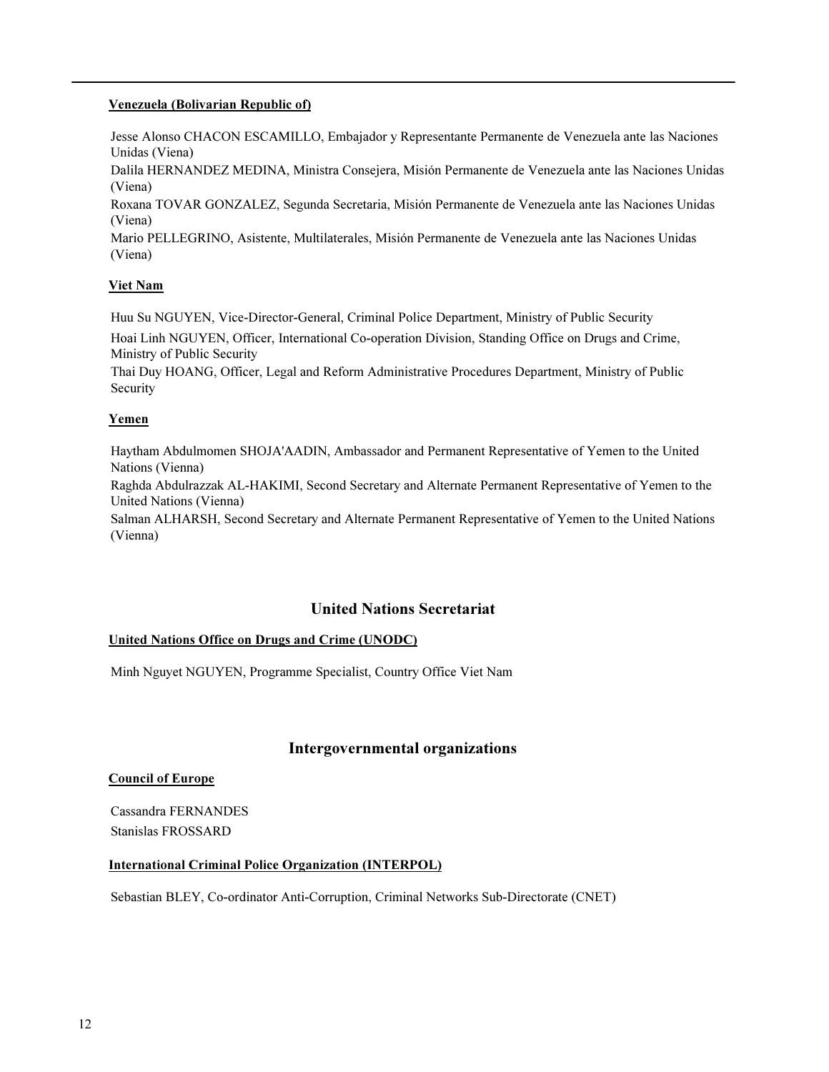**Venezuela (Bolivarian Republic of)**

Jesse Alonso CHACON ESCAMILLO, Embajador y Representante Permanente de Venezuela ante las Naciones Unidas (Viena)
Dalila HERNANDEZ MEDINA, Ministra Consejera, Misión Permanente de Venezuela ante las Naciones Unidas (Viena)
Roxana TOVAR GONZALEZ, Segunda Secretaria, Misión Permanente de Venezuela ante las Naciones Unidas (Viena)
Mario PELLEGRINO, Asistente, Multilaterales, Misión Permanente de Venezuela ante las Naciones Unidas (Viena)

**Viet Nam**

Huu Su NGUYEN, Vice-Director-General, Criminal Police Department, Ministry of Public Security
Hoai Linh NGUYEN, Officer, International Co-operation Division, Standing Office on Drugs and Crime, Ministry of Public Security
Thai Duy HOANG, Officer, Legal and Reform Administrative Procedures Department, Ministry of Public Security

**Yemen**

Haytham Abdulmomen SHOJA'AADIN, Ambassador and Permanent Representative of Yemen to the United Nations (Vienna)
Raghda Abdulrazzak AL-HAKIMI, Second Secretary and Alternate Permanent Representative of Yemen to the United Nations (Vienna)
Salman ALHARSH, Second Secretary and Alternate Permanent Representative of Yemen to the United Nations (Vienna)

## United Nations Secretariat

**United Nations Office on Drugs and Crime (UNODC)**

Minh Nguyet NGUYEN, Programme Specialist, Country Office Viet Nam

## Intergovernmental organizations

**Council of Europe**

Cassandra FERNANDES
Stanislas FROSSARD

**International Criminal Police Organization (INTERPOL)**

Sebastian BLEY, Co-ordinator Anti-Corruption, Criminal Networks Sub-Directorate (CNET)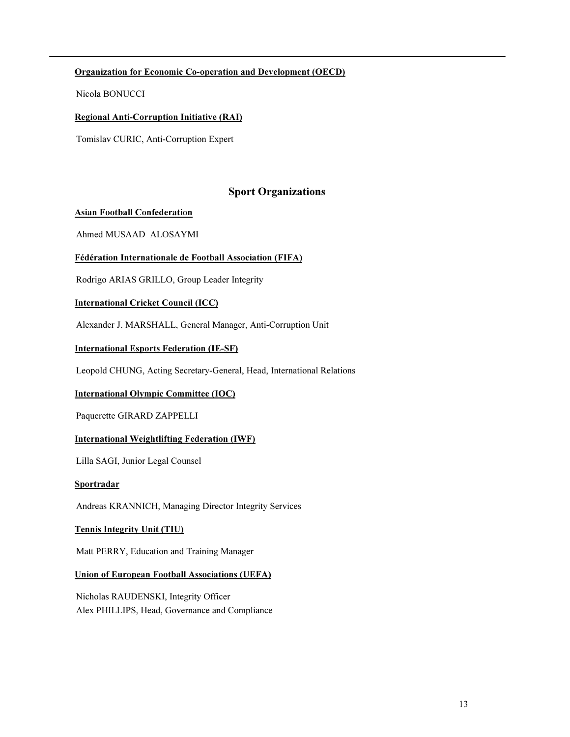**Organization for Economic Co-operation and Development (OECD)**

Nicola BONUCCI

**Regional Anti-Corruption Initiative (RAI)**

Tomislav CURIC, Anti-Corruption Expert

## Sport Organizations

**Asian Football Confederation**

Ahmed MUSAAD ALOSAYMI

**Fédération Internationale de Football Association (FIFA)**

Rodrigo ARIAS GRILLO, Group Leader Integrity

**International Cricket Council (ICC)**

Alexander J. MARSHALL, General Manager, Anti-Corruption Unit

**International Esports Federation (IE-SF)**

Leopold CHUNG, Acting Secretary-General, Head, International Relations

**International Olympic Committee (IOC)**

Paquerette GIRARD ZAPPELLI

**International Weightlifting Federation (IWF)**

Lilla SAGI, Junior Legal Counsel

**Sportradar**

Andreas KRANNICH, Managing Director Integrity Services

**Tennis Integrity Unit (TIU)**

Matt PERRY, Education and Training Manager

**Union of European Football Associations (UEFA)**

Nicholas RAUDENSKI, Integrity Officer
Alex PHILLIPS, Head, Governance and Compliance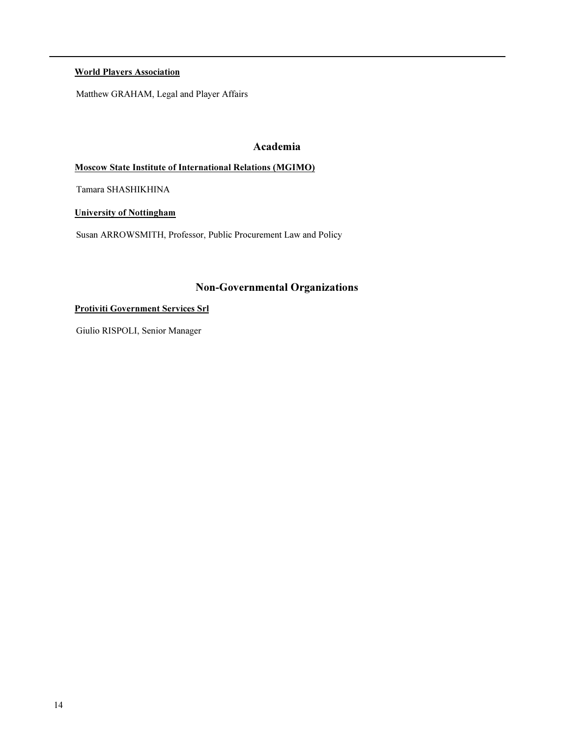**World Players Association**

Matthew GRAHAM, Legal and Player Affairs

## Academia

**Moscow State Institute of International Relations (MGIMO)**

Tamara SHASHIKHINA

**University of Nottingham**

Susan ARROWSMITH, Professor, Public Procurement Law and Policy

## Non-Governmental Organizations

**Protiviti Government Services Srl**

Giulio RISPOLI, Senior Manager